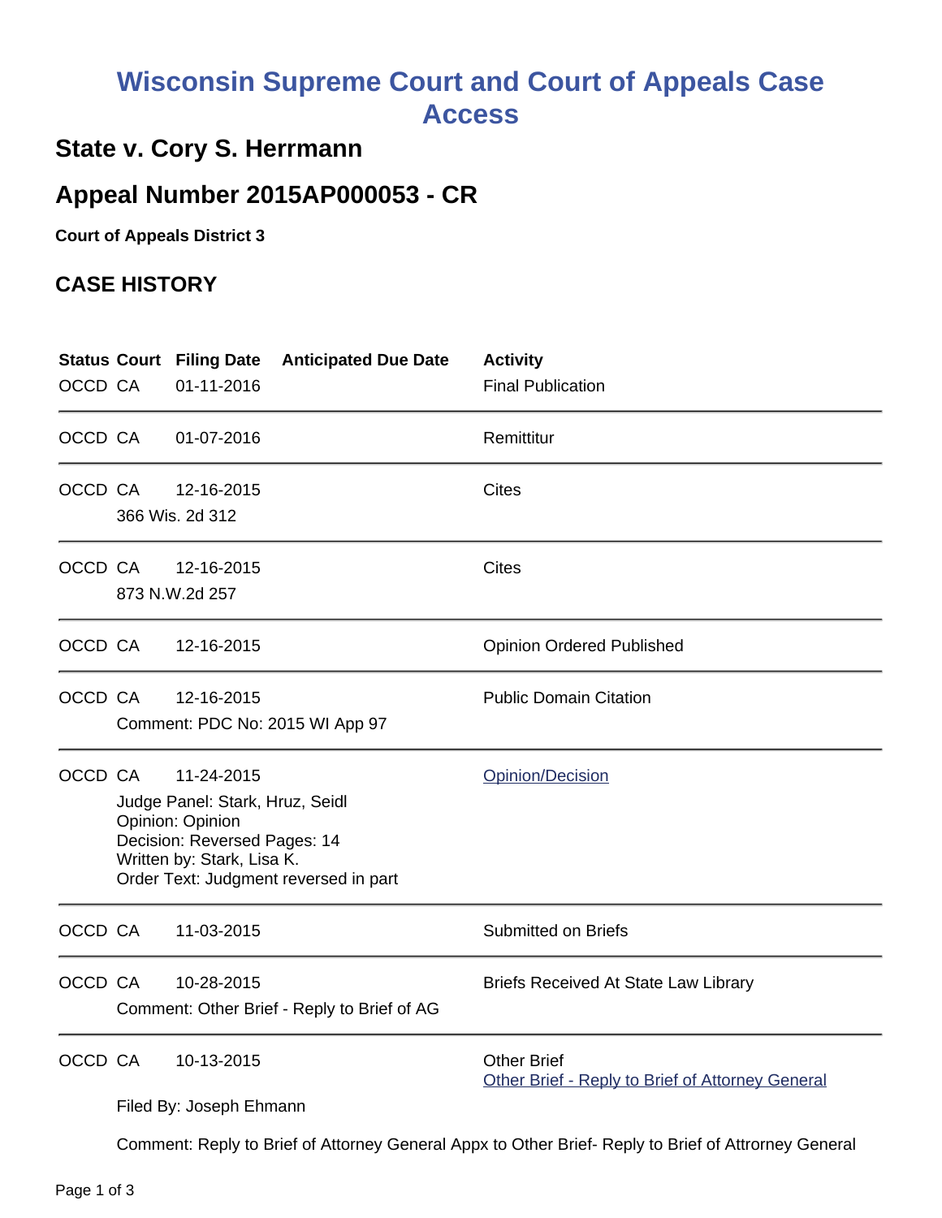# Wisconsin Supreme Court and Court of Appeals Case Access

## State v. Cory S. Herrmann

## Appeal Number 2015AP000053 - CR

**Court of Appeals District 3**

## CASE HISTORY

| Status | Court | Filing Date | Anticipated Due Date | Activity |
|---|---|---|---|---|
| OCCD | CA | 01-11-2016 | | Final Publication |
| OCCD | CA | 01-07-2016 | | Remittitur |
| OCCD | CA | 12-16-2015<br>366 Wis. 2d 312 | | Cites |
| OCCD | CA | 12-16-2015<br>873 N.W.2d 257 | | Cites |
| OCCD | CA | 12-16-2015 | | Opinion Ordered Published |
| OCCD | CA | 12-16-2015<br>Comment: PDC No: 2015 WI App 97 | | Public Domain Citation |
| OCCD | CA | 11-24-2015<br>Judge Panel: Stark, Hruz, Seidl<br>Opinion: Opinion<br>Decision: Reversed Pages: 14<br>Written by: Stark, Lisa K.<br>Order Text: Judgment reversed in part | | Opinion/Decision |
| OCCD | CA | 11-03-2015 | | Submitted on Briefs |
| OCCD | CA | 10-28-2015<br>Comment: Other Brief - Reply to Brief of AG | | Briefs Received At State Law Library |
| OCCD | CA | 10-13-2015<br>Filed By: Joseph Ehmann<br>Comment: Reply to Brief of Attorney General Appx to Other Brief- Reply to Brief of Attrorney General | | Other Brief<br>Other Brief - Reply to Brief of Attorney General |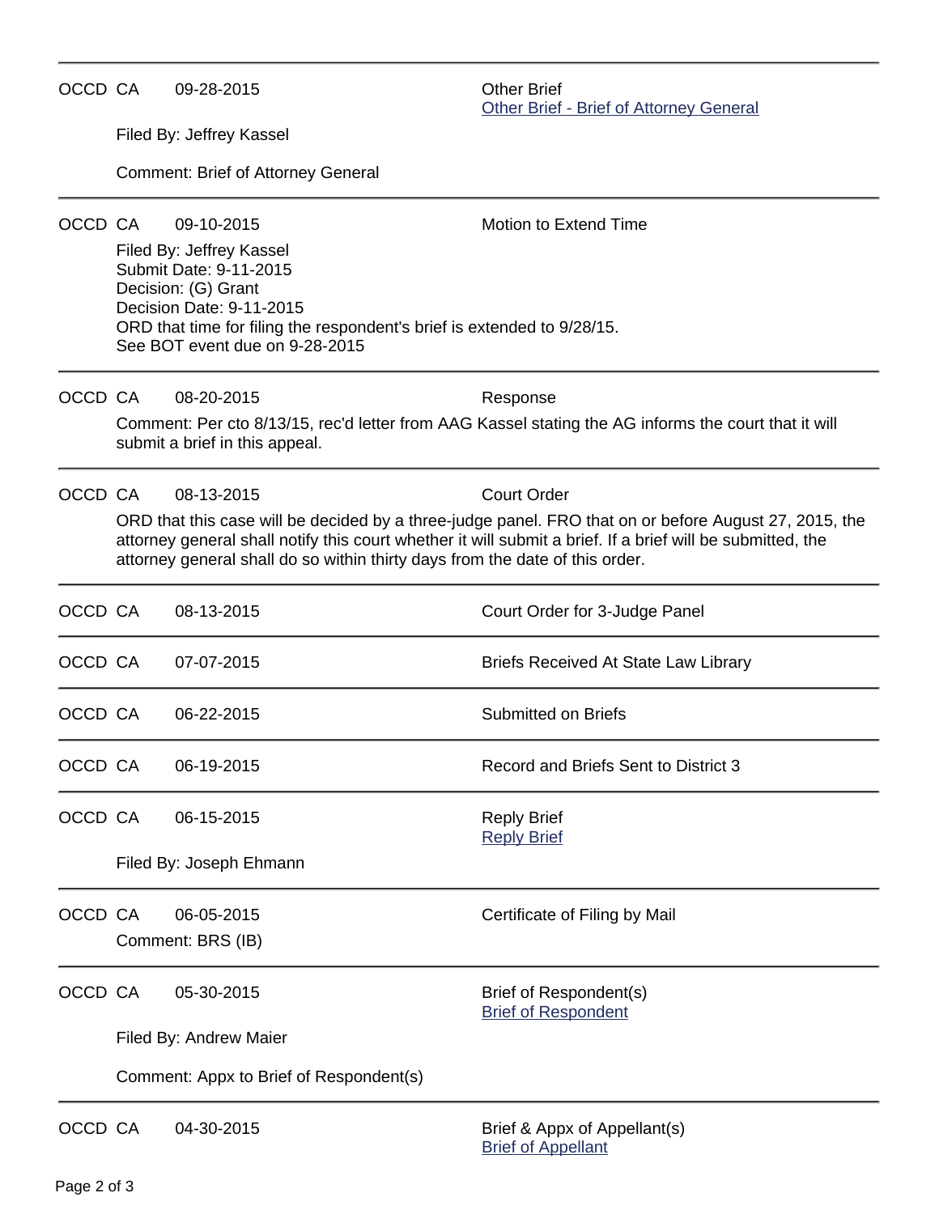---

OCCD CA 09-28-2015 Other Brief
[Other Brief - Brief of Attorney General]

Filed By: Jeffrey Kassel

Comment: Brief of Attorney General

---

OCCD CA 09-10-2015 Motion to Extend Time

Filed By: Jeffrey Kassel
Submit Date: 9-11-2015
Decision: (G) Grant
Decision Date: 9-11-2015
ORD that time for filing the respondent's brief is extended to 9/28/15.
See BOT event due on 9-28-2015

---

OCCD CA 08-20-2015 Response

Comment: Per cto 8/13/15, rec'd letter from AAG Kassel stating the AG informs the court that it will submit a brief in this appeal.

---

OCCD CA 08-13-2015 Court Order

ORD that this case will be decided by a three-judge panel. FRO that on or before August 27, 2015, the attorney general shall notify this court whether it will submit a brief. If a brief will be submitted, the attorney general shall do so within thirty days from the date of this order.

---

OCCD CA 08-13-2015 Court Order for 3-Judge Panel

---

OCCD CA 07-07-2015 Briefs Received At State Law Library

---

OCCD CA 06-22-2015 Submitted on Briefs

---

OCCD CA 06-19-2015 Record and Briefs Sent to District 3

---

OCCD CA 06-15-2015 Reply Brief
[Reply Brief]

Filed By: Joseph Ehmann

---

OCCD CA 06-05-2015 Certificate of Filing by Mail

Comment: BRS (IB)

---

OCCD CA 05-30-2015 Brief of Respondent(s)
[Brief of Respondent]

Filed By: Andrew Maier

Comment: Appx to Brief of Respondent(s)

---

OCCD CA 04-30-2015 Brief & Appx of Appellant(s)
[Brief of Appellant]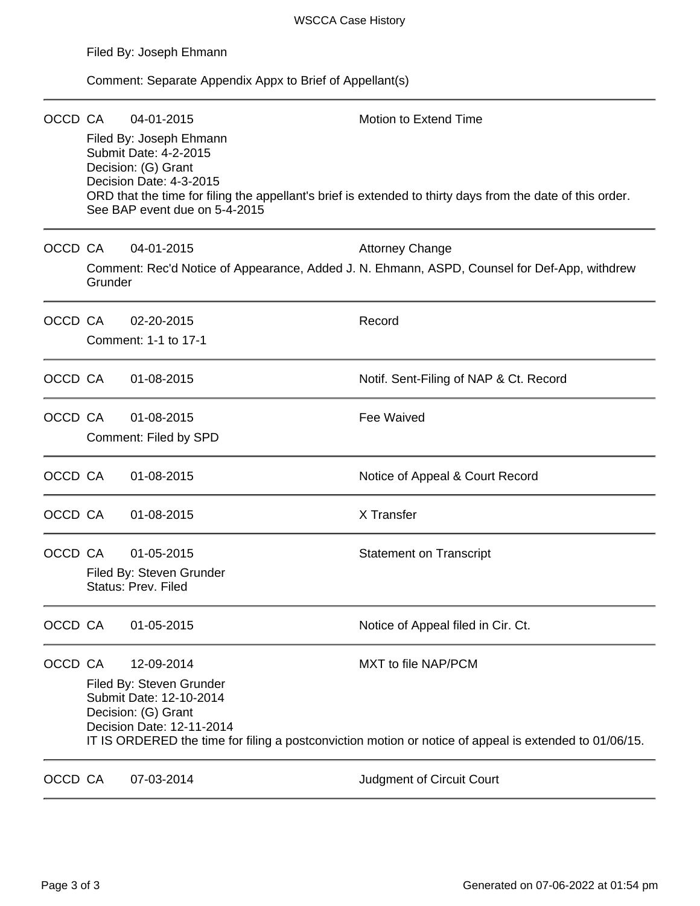Filed By: Joseph Ehmann

Comment: Separate Appendix Appx to Brief of Appellant(s)

---

OCCD CA 04-01-2015 Motion to Extend Time

Filed By: Joseph Ehmann
Submit Date: 4-2-2015
Decision: (G) Grant
Decision Date: 4-3-2015
ORD that the time for filing the appellant's brief is extended to thirty days from the date of this order.
See BAP event due on 5-4-2015

---

OCCD CA 04-01-2015 Attorney Change

Comment: Rec'd Notice of Appearance, Added J. N. Ehmann, ASPD, Counsel for Def-App, withdrew Grunder

---

OCCD CA 02-20-2015 Record

Comment: 1-1 to 17-1

---

OCCD CA 01-08-2015 Notif. Sent-Filing of NAP & Ct. Record

---

OCCD CA 01-08-2015 Fee Waived

Comment: Filed by SPD

---

OCCD CA 01-08-2015 Notice of Appeal & Court Record

---

OCCD CA 01-08-2015 X Transfer

---

OCCD CA 01-05-2015 Statement on Transcript

Filed By: Steven Grunder
Status: Prev. Filed

---

OCCD CA 01-05-2015 Notice of Appeal filed in Cir. Ct.

---

OCCD CA 12-09-2014 MXT to file NAP/PCM

Filed By: Steven Grunder
Submit Date: 12-10-2014
Decision: (G) Grant
Decision Date: 12-11-2014
IT IS ORDERED the time for filing a postconviction motion or notice of appeal is extended to 01/06/15.

---

OCCD CA 07-03-2014 Judgment of Circuit Court

---